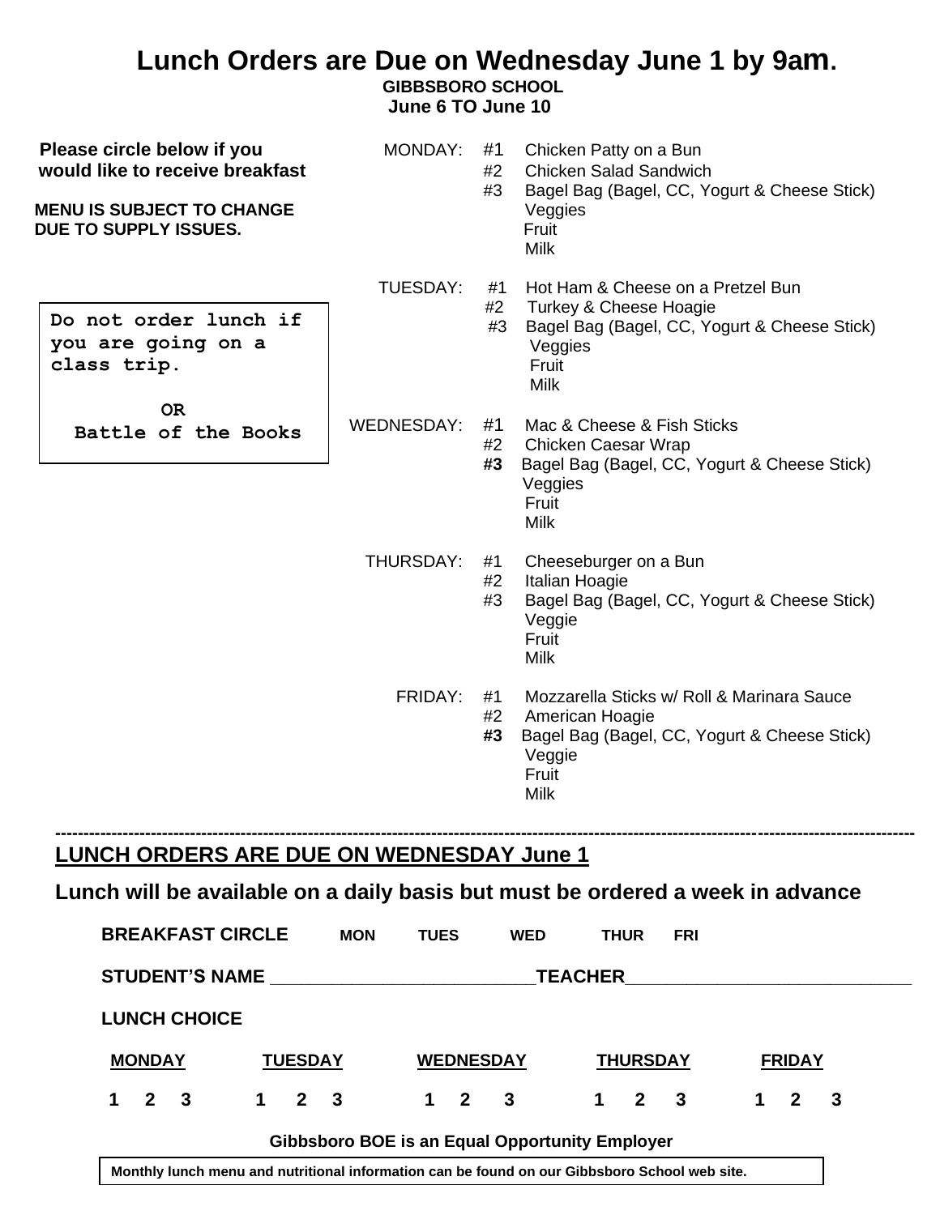# Lunch Orders are Due on Wednesday June 1 by 9am.

**GIBBSBORO SCHOOL**
**June 6 TO June 10**

**Please circle below if you would like to receive breakfast**

**MENU IS SUBJECT TO CHANGE DUE TO SUPPLY ISSUES.**

```
Do not order lunch if
you are going on a
class trip.

        OR
  Battle of the Books
```

MONDAY:
- #1 Chicken Patty on a Bun
- #2 Chicken Salad Sandwich
- #3 Bagel Bag (Bagel, CC, Yogurt & Cheese Stick)

Veggies
Fruit
Milk

TUESDAY:
- #1 Hot Ham & Cheese on a Pretzel Bun
- #2 Turkey & Cheese Hoagie
- #3 Bagel Bag (Bagel, CC, Yogurt & Cheese Stick)

Veggies
Fruit
Milk

WEDNESDAY:
- #1 Mac & Cheese & Fish Sticks
- #2 Chicken Caesar Wrap
- **#3** Bagel Bag (Bagel, CC, Yogurt & Cheese Stick)

Veggies
Fruit
Milk

THURSDAY:
- #1 Cheeseburger on a Bun
- #2 Italian Hoagie
- #3 Bagel Bag (Bagel, CC, Yogurt & Cheese Stick)

Veggie
Fruit
Milk

FRIDAY:
- #1 Mozzarella Sticks w/ Roll & Marinara Sauce
- #2 American Hoagie
- **#3** Bagel Bag (Bagel, CC, Yogurt & Cheese Stick)

Veggie
Fruit
Milk

---

## LUNCH ORDERS ARE DUE ON WEDNESDAY June 1

**Lunch will be available on a daily basis but must be ordered a week in advance**

**BREAKFAST CIRCLE** MON TUES WED THUR FRI

**STUDENT'S NAME** ____________________ **TEACHER** ____________________

**LUNCH CHOICE**

| MONDAY | TUESDAY | WEDNESDAY | THURSDAY | FRIDAY |
|---|---|---|---|---|
| 1 2 3 | 1 2 3 | 1 2 3 | 1 2 3 | 1 2 3 |

**Gibbsboro BOE is an Equal Opportunity Employer**

**Monthly lunch menu and nutritional information can be found on our Gibbsboro School web site.**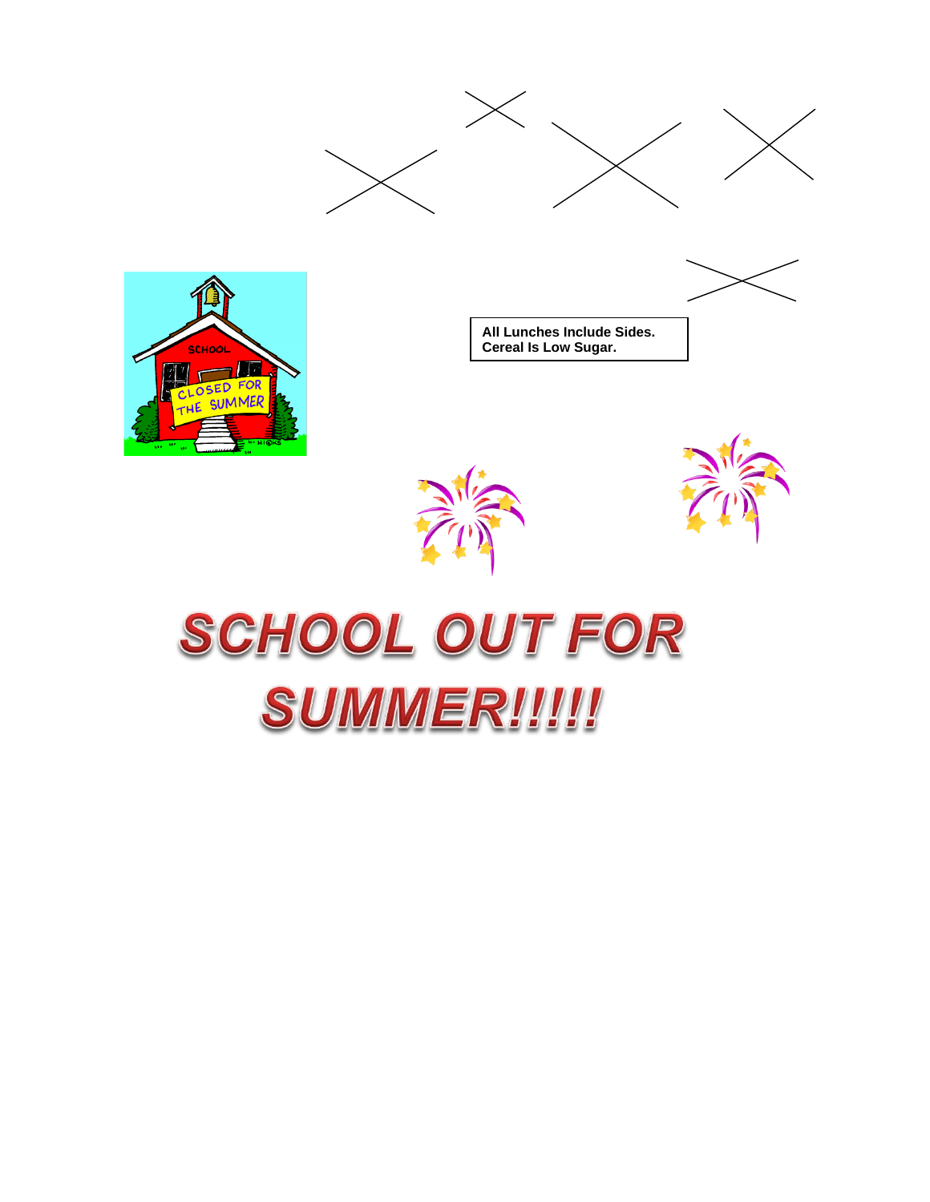All Lunches Include Sides.
Cereal Is Low Sugar.

# SCHOOL OUT FOR SUMMER!!!!!